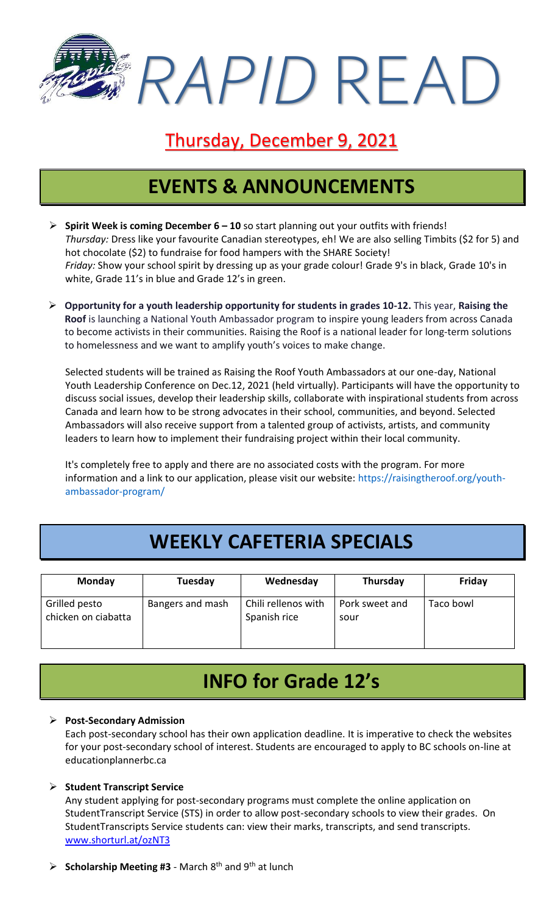# *RAPID* READ

## Thursday, December 9, 2021

## EVENTS & ANNOUNCEMENTS

- **Spirit Week is coming December 6 – 10** so start planning out your outfits with friends!
  *Thursday:* Dress like your favourite Canadian stereotypes, eh! We are also selling Timbits ($2 for 5) and hot chocolate ($2) to fundraise for food hampers with the SHARE Society!
  *Friday:* Show your school spirit by dressing up as your grade colour! Grade 9's in black, Grade 10's in white, Grade 11's in blue and Grade 12's in green.

- **Opportunity for a youth leadership opportunity for students in grades 10-12.** This year, **Raising the Roof** is launching a National Youth Ambassador program to inspire young leaders from across Canada to become activists in their communities. Raising the Roof is a national leader for long-term solutions to homelessness and we want to amplify youth's voices to make change.

  Selected students will be trained as Raising the Roof Youth Ambassadors at our one-day, National Youth Leadership Conference on Dec.12, 2021 (held virtually). Participants will have the opportunity to discuss social issues, develop their leadership skills, collaborate with inspirational students from across Canada and learn how to be strong advocates in their school, communities, and beyond. Selected Ambassadors will also receive support from a talented group of activists, artists, and community leaders to learn how to implement their fundraising project within their local community.

  It's completely free to apply and there are no associated costs with the program. For more information and a link to our application, please visit our website: https://raisingtheroof.org/youth-ambassador-program/

## WEEKLY CAFETERIA SPECIALS

| Monday | Tuesday | Wednesday | Thursday | Friday |
|---|---|---|---|---|
| Grilled pesto chicken on ciabatta | Bangers and mash | Chili rellenos with Spanish rice | Pork sweet and sour | Taco bowl |

## INFO for Grade 12's

- **Post-Secondary Admission**
  Each post-secondary school has their own application deadline. It is imperative to check the websites for your post-secondary school of interest. Students are encouraged to apply to BC schools on-line at educationplannerbc.ca

- **Student Transcript Service**
  Any student applying for post-secondary programs must complete the online application on StudentTranscript Service (STS) in order to allow post-secondary schools to view their grades. On StudentTranscripts Service students can: view their marks, transcripts, and send transcripts. www.shorturl.at/ozNT3

- **Scholarship Meeting #3** - March 8th and 9th at lunch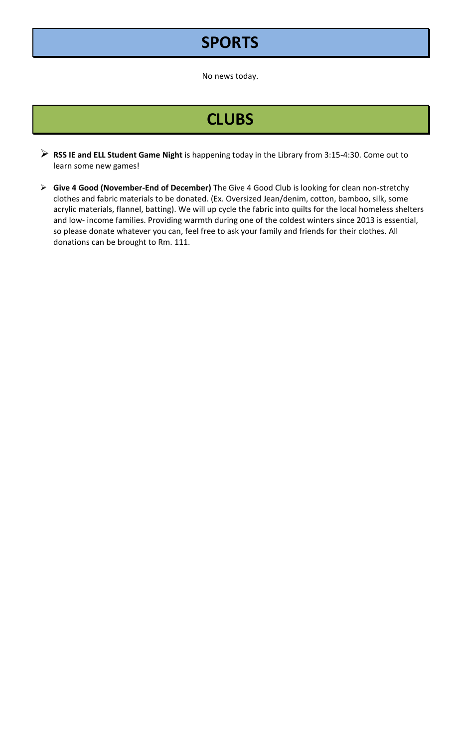# SPORTS

No news today.

# CLUBS

- **RSS IE and ELL Student Game Night** is happening today in the Library from 3:15-4:30. Come out to learn some new games!
- **Give 4 Good (November-End of December)** The Give 4 Good Club is looking for clean non-stretchy clothes and fabric materials to be donated. (Ex. Oversized Jean/denim, cotton, bamboo, silk, some acrylic materials, flannel, batting). We will up cycle the fabric into quilts for the local homeless shelters and low- income families. Providing warmth during one of the coldest winters since 2013 is essential, so please donate whatever you can, feel free to ask your family and friends for their clothes. All donations can be brought to Rm. 111.